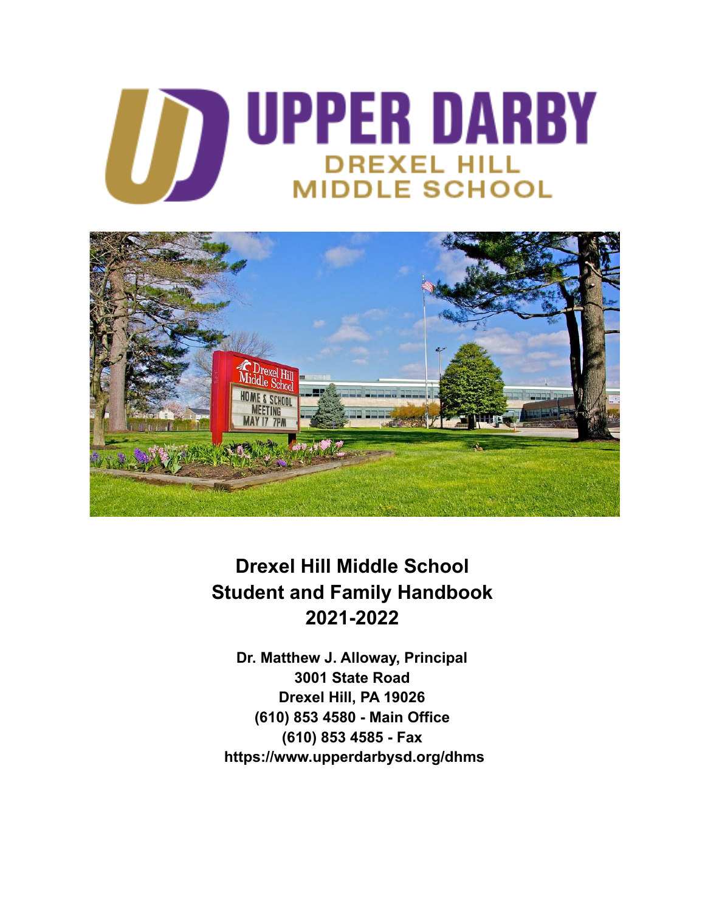# UPPER DARBY DREXEL HILL MIDDLE SCHOOL

# Drexel Hill Middle School Student and Family Handbook 2021-2022

**Dr. Matthew J. Alloway, Principal**
**3001 State Road**
**Drexel Hill, PA 19026**
**(610) 853 4580 - Main Office**
**(610) 853 4585 - Fax**
**https://www.upperdarbysd.org/dhms**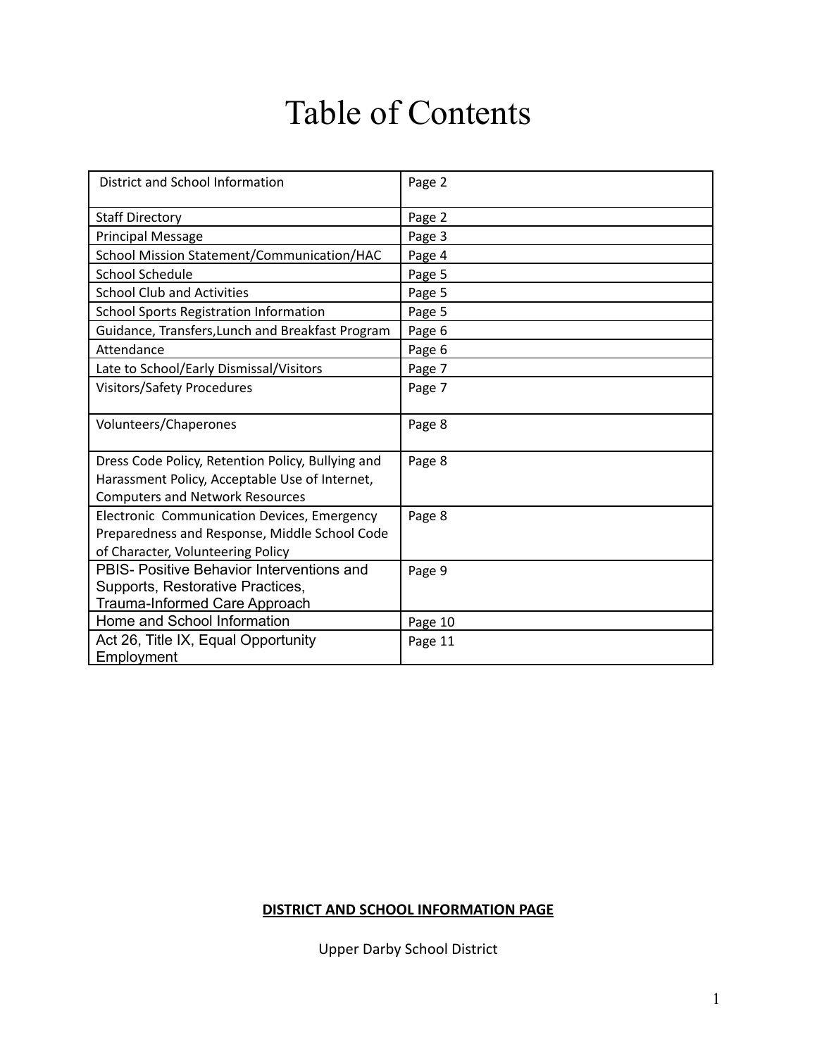# Table of Contents

| | |
|---|---|
| District and School Information | Page 2 |
| Staff Directory | Page 2 |
| Principal Message | Page 3 |
| School Mission Statement/Communication/HAC | Page 4 |
| School Schedule | Page 5 |
| School Club and Activities | Page 5 |
| School Sports Registration Information | Page 5 |
| Guidance, Transfers,Lunch and Breakfast Program | Page 6 |
| Attendance | Page 6 |
| Late to School/Early Dismissal/Visitors | Page 7 |
| Visitors/Safety Procedures | Page 7 |
| Volunteers/Chaperones | Page 8 |
| Dress Code Policy, Retention Policy, Bullying and Harassment Policy, Acceptable Use of Internet, Computers and Network Resources | Page 8 |
| Electronic Communication Devices, Emergency Preparedness and Response, Middle School Code of Character, Volunteering Policy | Page 8 |
| PBIS- Positive Behavior Interventions and Supports, Restorative Practices, Trauma-Informed Care Approach | Page 9 |
| Home and School Information | Page 10 |
| Act 26, Title IX, Equal Opportunity Employment | Page 11 |

**DISTRICT AND SCHOOL INFORMATION PAGE**

Upper Darby School District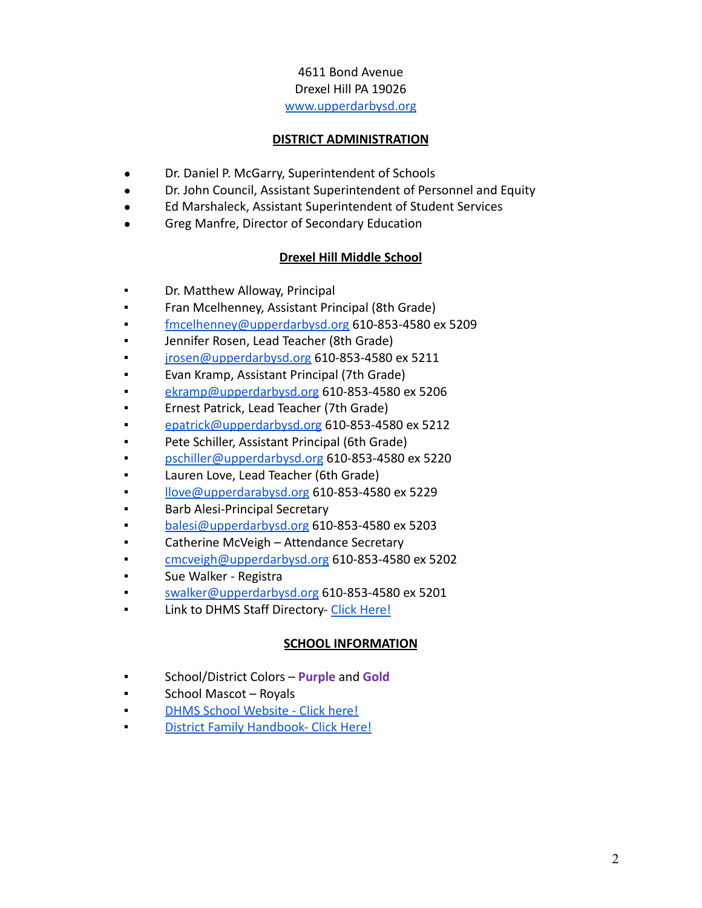4611 Bond Avenue
Drexel Hill PA 19026
www.upperdarbysd.org

## DISTRICT ADMINISTRATION

- Dr. Daniel P. McGarry, Superintendent of Schools
- Dr. John Council, Assistant Superintendent of Personnel and Equity
- Ed Marshaleck, Assistant Superintendent of Student Services
- Greg Manfre, Director of Secondary Education

## Drexel Hill Middle School

- Dr. Matthew Alloway, Principal
- Fran Mcelhenney, Assistant Principal (8th Grade)
- fmcelhenney@upperdarbysd.org 610-853-4580 ex 5209
- Jennifer Rosen, Lead Teacher (8th Grade)
- jrosen@upperdarbysd.org 610-853-4580 ex 5211
- Evan Kramp, Assistant Principal (7th Grade)
- ekramp@upperdarbysd.org 610-853-4580 ex 5206
- Ernest Patrick, Lead Teacher (7th Grade)
- epatrick@upperdarbysd.org 610-853-4580 ex 5212
- Pete Schiller, Assistant Principal (6th Grade)
- pschiller@upperdarbysd.org 610-853-4580 ex 5220
- Lauren Love, Lead Teacher (6th Grade)
- llove@upperdarabysd.org 610-853-4580 ex 5229
- Barb Alesi-Principal Secretary
- balesi@upperdarbysd.org 610-853-4580 ex 5203
- Catherine McVeigh – Attendance Secretary
- cmcveigh@upperdarbysd.org 610-853-4580 ex 5202
- Sue Walker - Registra
- swalker@upperdarbysd.org 610-853-4580 ex 5201
- Link to DHMS Staff Directory- Click Here!

## SCHOOL INFORMATION

- School/District Colors – **Purple** and **Gold**
- School Mascot – Royals
- DHMS School Website - Click here!
- District Family Handbook- Click Here!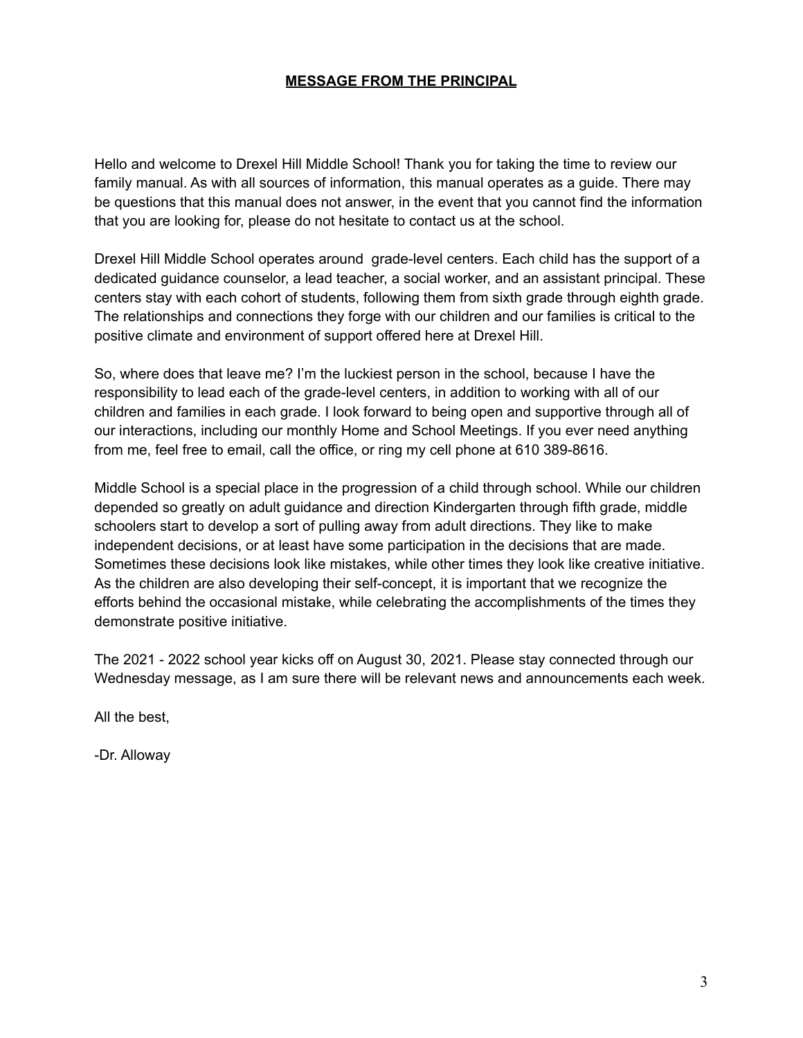## MESSAGE FROM THE PRINCIPAL

Hello and welcome to Drexel Hill Middle School! Thank you for taking the time to review our family manual. As with all sources of information, this manual operates as a guide. There may be questions that this manual does not answer, in the event that you cannot find the information that you are looking for, please do not hesitate to contact us at the school.

Drexel Hill Middle School operates around grade-level centers. Each child has the support of a dedicated guidance counselor, a lead teacher, a social worker, and an assistant principal. These centers stay with each cohort of students, following them from sixth grade through eighth grade. The relationships and connections they forge with our children and our families is critical to the positive climate and environment of support offered here at Drexel Hill.

So, where does that leave me? I'm the luckiest person in the school, because I have the responsibility to lead each of the grade-level centers, in addition to working with all of our children and families in each grade. I look forward to being open and supportive through all of our interactions, including our monthly Home and School Meetings. If you ever need anything from me, feel free to email, call the office, or ring my cell phone at 610 389-8616.

Middle School is a special place in the progression of a child through school. While our children depended so greatly on adult guidance and direction Kindergarten through fifth grade, middle schoolers start to develop a sort of pulling away from adult directions. They like to make independent decisions, or at least have some participation in the decisions that are made. Sometimes these decisions look like mistakes, while other times they look like creative initiative. As the children are also developing their self-concept, it is important that we recognize the efforts behind the occasional mistake, while celebrating the accomplishments of the times they demonstrate positive initiative.

The 2021 - 2022 school year kicks off on August 30, 2021. Please stay connected through our Wednesday message, as I am sure there will be relevant news and announcements each week.

All the best,

-Dr. Alloway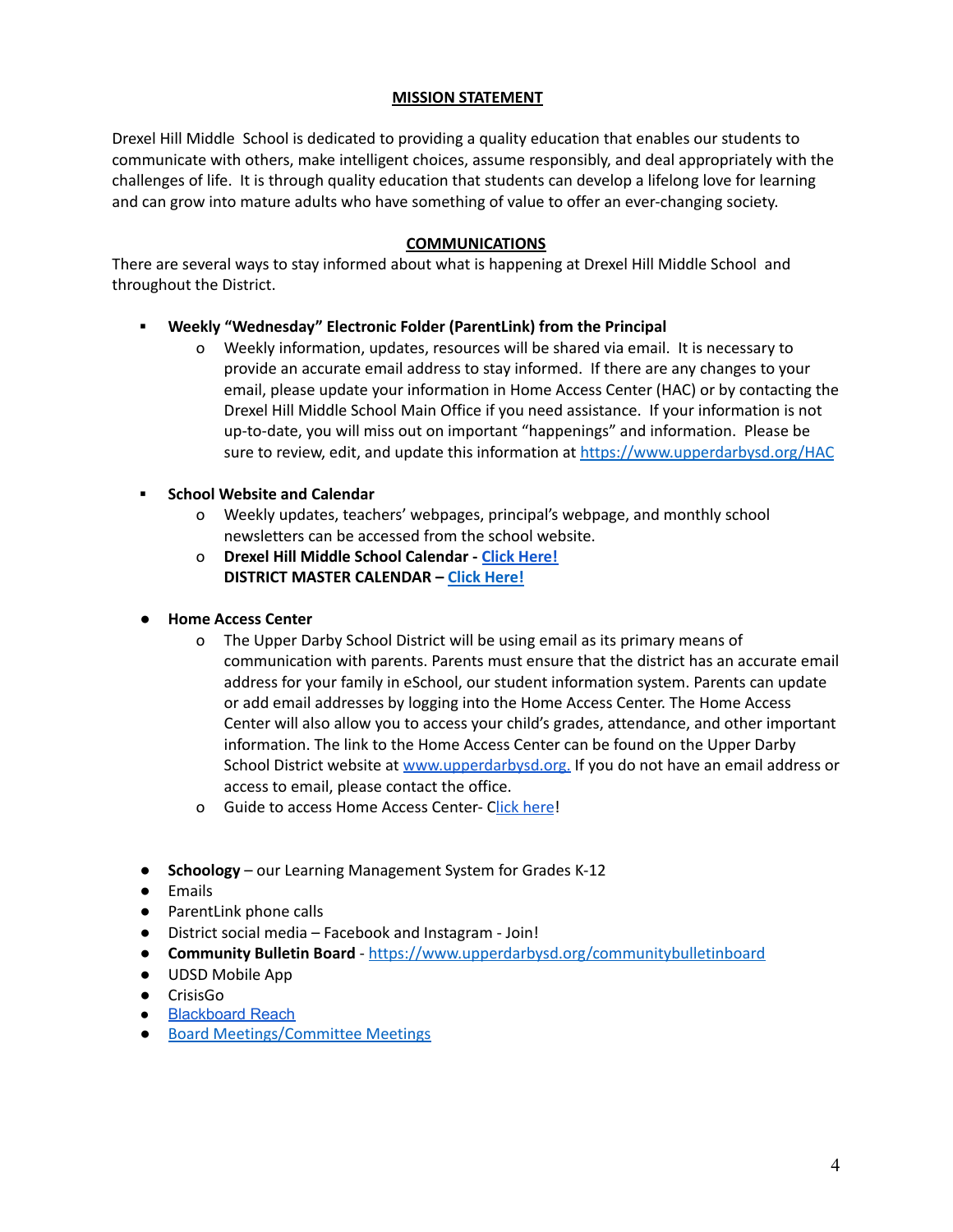## MISSION STATEMENT

Drexel Hill Middle School is dedicated to providing a quality education that enables our students to communicate with others, make intelligent choices, assume responsibly, and deal appropriately with the challenges of life. It is through quality education that students can develop a lifelong love for learning and can grow into mature adults who have something of value to offer an ever-changing society.

## COMMUNICATIONS

There are several ways to stay informed about what is happening at Drexel Hill Middle School and throughout the District.

- **Weekly "Wednesday" Electronic Folder (ParentLink) from the Principal**
  - Weekly information, updates, resources will be shared via email. It is necessary to provide an accurate email address to stay informed. If there are any changes to your email, please update your information in Home Access Center (HAC) or by contacting the Drexel Hill Middle School Main Office if you need assistance. If your information is not up-to-date, you will miss out on important "happenings" and information. Please be sure to review, edit, and update this information at https://www.upperdarbysd.org/HAC

- **School Website and Calendar**
  - Weekly updates, teachers' webpages, principal's webpage, and monthly school newsletters can be accessed from the school website.
  - **Drexel Hill Middle School Calendar - Click Here!**
    **DISTRICT MASTER CALENDAR – Click Here!**

- **Home Access Center**
  - The Upper Darby School District will be using email as its primary means of communication with parents. Parents must ensure that the district has an accurate email address for your family in eSchool, our student information system. Parents can update or add email addresses by logging into the Home Access Center. The Home Access Center will also allow you to access your child's grades, attendance, and other important information. The link to the Home Access Center can be found on the Upper Darby School District website at www.upperdarbysd.org. If you do not have an email address or access to email, please contact the office.
  - Guide to access Home Access Center- Click here!

- **Schoology** – our Learning Management System for Grades K-12
- Emails
- ParentLink phone calls
- District social media – Facebook and Instagram - Join!
- **Community Bulletin Board** - https://www.upperdarbysd.org/communitybulletinboard
- UDSD Mobile App
- CrisisGo
- Blackboard Reach
- Board Meetings/Committee Meetings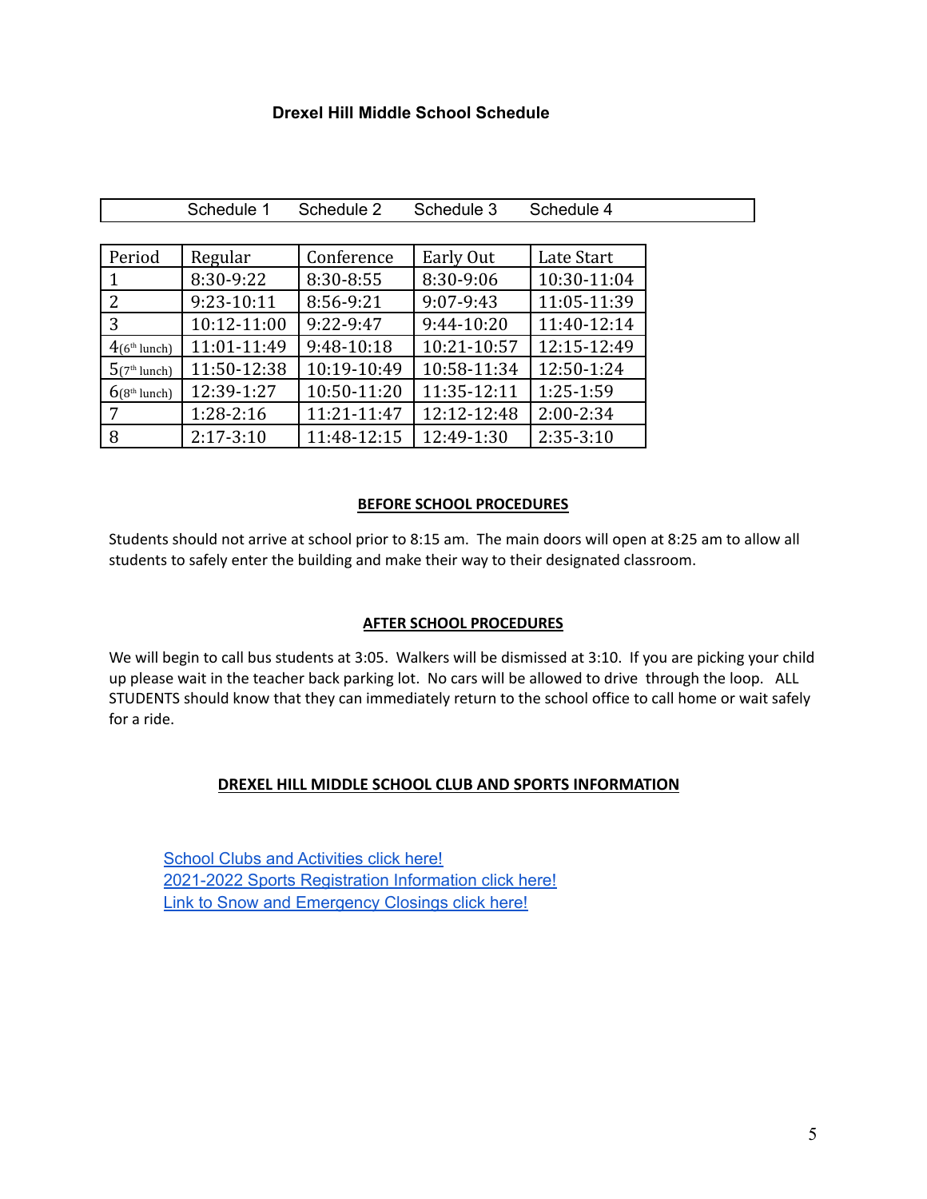# Drexel Hill Middle School Schedule

| | Schedule 1 | Schedule 2 | Schedule 3 | Schedule 4 |
|---|---|---|---|---|
| Period | Regular | Conference | Early Out | Late Start |
| 1 | 8:30-9:22 | 8:30-8:55 | 8:30-9:06 | 10:30-11:04 |
| 2 | 9:23-10:11 | 8:56-9:21 | 9:07-9:43 | 11:05-11:39 |
| 3 | 10:12-11:00 | 9:22-9:47 | 9:44-10:20 | 11:40-12:14 |
| 4 (6th lunch) | 11:01-11:49 | 9:48-10:18 | 10:21-10:57 | 12:15-12:49 |
| 5 (7th lunch) | 11:50-12:38 | 10:19-10:49 | 10:58-11:34 | 12:50-1:24 |
| 6 (8th lunch) | 12:39-1:27 | 10:50-11:20 | 11:35-12:11 | 1:25-1:59 |
| 7 | 1:28-2:16 | 11:21-11:47 | 12:12-12:48 | 2:00-2:34 |
| 8 | 2:17-3:10 | 11:48-12:15 | 12:49-1:30 | 2:35-3:10 |

## BEFORE SCHOOL PROCEDURES

Students should not arrive at school prior to 8:15 am. The main doors will open at 8:25 am to allow all students to safely enter the building and make their way to their designated classroom.

## AFTER SCHOOL PROCEDURES

We will begin to call bus students at 3:05. Walkers will be dismissed at 3:10. If you are picking your child up please wait in the teacher back parking lot. No cars will be allowed to drive through the loop. ALL STUDENTS should know that they can immediately return to the school office to call home or wait safely for a ride.

## DREXEL HILL MIDDLE SCHOOL CLUB AND SPORTS INFORMATION

School Clubs and Activities click here!
2021-2022 Sports Registration Information click here!
Link to Snow and Emergency Closings click here!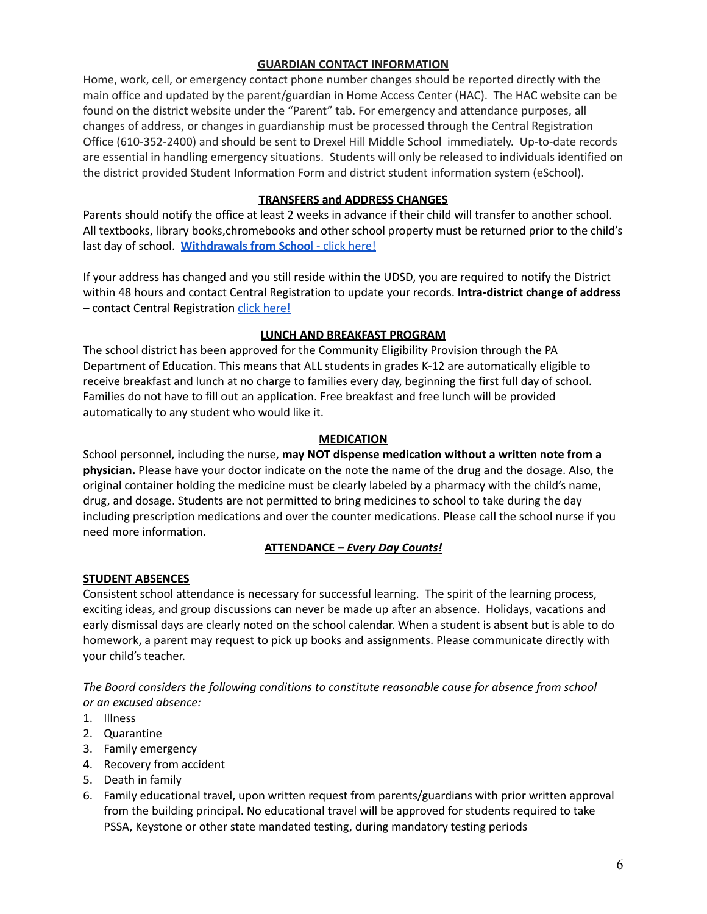## GUARDIAN CONTACT INFORMATION

Home, work, cell, or emergency contact phone number changes should be reported directly with the main office and updated by the parent/guardian in Home Access Center (HAC). The HAC website can be found on the district website under the "Parent" tab. For emergency and attendance purposes, all changes of address, or changes in guardianship must be processed through the Central Registration Office (610-352-2400) and should be sent to Drexel Hill Middle School immediately. Up-to-date records are essential in handling emergency situations. Students will only be released to individuals identified on the district provided Student Information Form and district student information system (eSchool).

## TRANSFERS and ADDRESS CHANGES

Parents should notify the office at least 2 weeks in advance if their child will transfer to another school. All textbooks, library books,chromebooks and other school property must be returned prior to the child's last day of school. **Withdrawals from Schoo**l - click here!

If your address has changed and you still reside within the UDSD, you are required to notify the District within 48 hours and contact Central Registration to update your records. **Intra-district change of address** – contact Central Registration click here!

## LUNCH AND BREAKFAST PROGRAM

The school district has been approved for the Community Eligibility Provision through the PA Department of Education. This means that ALL students in grades K-12 are automatically eligible to receive breakfast and lunch at no charge to families every day, beginning the first full day of school. Families do not have to fill out an application. Free breakfast and free lunch will be provided automatically to any student who would like it.

## MEDICATION

School personnel, including the nurse, **may NOT dispense medication without a written note from a physician.** Please have your doctor indicate on the note the name of the drug and the dosage. Also, the original container holding the medicine must be clearly labeled by a pharmacy with the child's name, drug, and dosage. Students are not permitted to bring medicines to school to take during the day including prescription medications and over the counter medications. Please call the school nurse if you need more information.

## ATTENDANCE – *Every Day Counts!*

### STUDENT ABSENCES

Consistent school attendance is necessary for successful learning. The spirit of the learning process, exciting ideas, and group discussions can never be made up after an absence. Holidays, vacations and early dismissal days are clearly noted on the school calendar. When a student is absent but is able to do homework, a parent may request to pick up books and assignments. Please communicate directly with your child's teacher.

*The Board considers the following conditions to constitute reasonable cause for absence from school or an excused absence:*

1. Illness
2. Quarantine
3. Family emergency
4. Recovery from accident
5. Death in family
6. Family educational travel, upon written request from parents/guardians with prior written approval from the building principal. No educational travel will be approved for students required to take PSSA, Keystone or other state mandated testing, during mandatory testing periods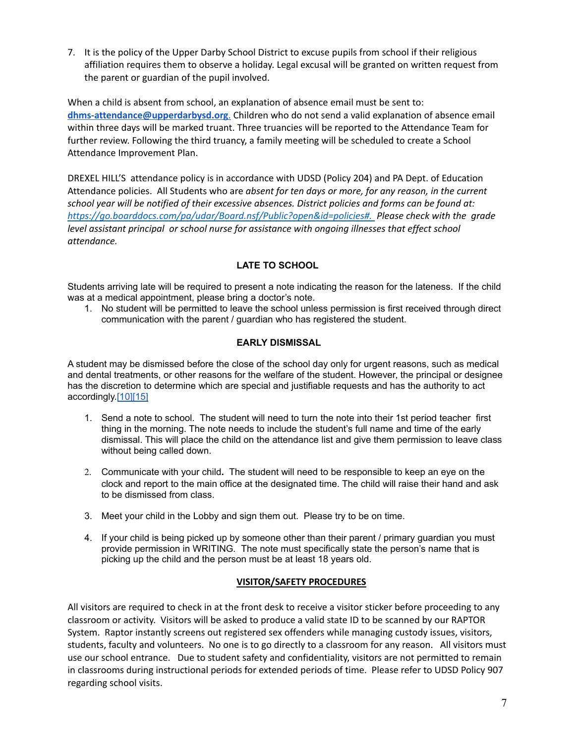7. It is the policy of the Upper Darby School District to excuse pupils from school if their religious affiliation requires them to observe a holiday. Legal excusal will be granted on written request from the parent or guardian of the pupil involved.

When a child is absent from school, an explanation of absence email must be sent to: **dhms-attendance@upperdarbysd.org**. Children who do not send a valid explanation of absence email within three days will be marked truant. Three truancies will be reported to the Attendance Team for further review. Following the third truancy, a family meeting will be scheduled to create a School Attendance Improvement Plan.

DREXEL HILL'S attendance policy is in accordance with UDSD (Policy 204) and PA Dept. of Education Attendance policies. All Students who are *absent for ten days or more, for any reason, in the current school year will be notified of their excessive absences. District policies and forms can be found at: https://go.boarddocs.com/pa/udar/Board.nsf/Public?open&id=policies#. Please check with the grade level assistant principal or school nurse for assistance with ongoing illnesses that effect school attendance.*

### LATE TO SCHOOL

Students arriving late will be required to present a note indicating the reason for the lateness. If the child was at a medical appointment, please bring a doctor's note.

1. No student will be permitted to leave the school unless permission is first received through direct communication with the parent / guardian who has registered the student.

### EARLY DISMISSAL

A student may be dismissed before the close of the school day only for urgent reasons, such as medical and dental treatments, or other reasons for the welfare of the student. However, the principal or designee has the discretion to determine which are special and justifiable requests and has the authority to act accordingly.[10][15]

1. Send a note to school. The student will need to turn the note into their 1st period teacher first thing in the morning. The note needs to include the student's full name and time of the early dismissal. This will place the child on the attendance list and give them permission to leave class without being called down.

2. Communicate with your child**.** The student will need to be responsible to keep an eye on the clock and report to the main office at the designated time. The child will raise their hand and ask to be dismissed from class.

3. Meet your child in the Lobby and sign them out. Please try to be on time.

4. If your child is being picked up by someone other than their parent / primary guardian you must provide permission in WRITING. The note must specifically state the person's name that is picking up the child and the person must be at least 18 years old.

### VISITOR/SAFETY PROCEDURES

All visitors are required to check in at the front desk to receive a visitor sticker before proceeding to any classroom or activity. Visitors will be asked to produce a valid state ID to be scanned by our RAPTOR System. Raptor instantly screens out registered sex offenders while managing custody issues, visitors, students, faculty and volunteers. No one is to go directly to a classroom for any reason. All visitors must use our school entrance. Due to student safety and confidentiality, visitors are not permitted to remain in classrooms during instructional periods for extended periods of time. Please refer to UDSD Policy 907 regarding school visits.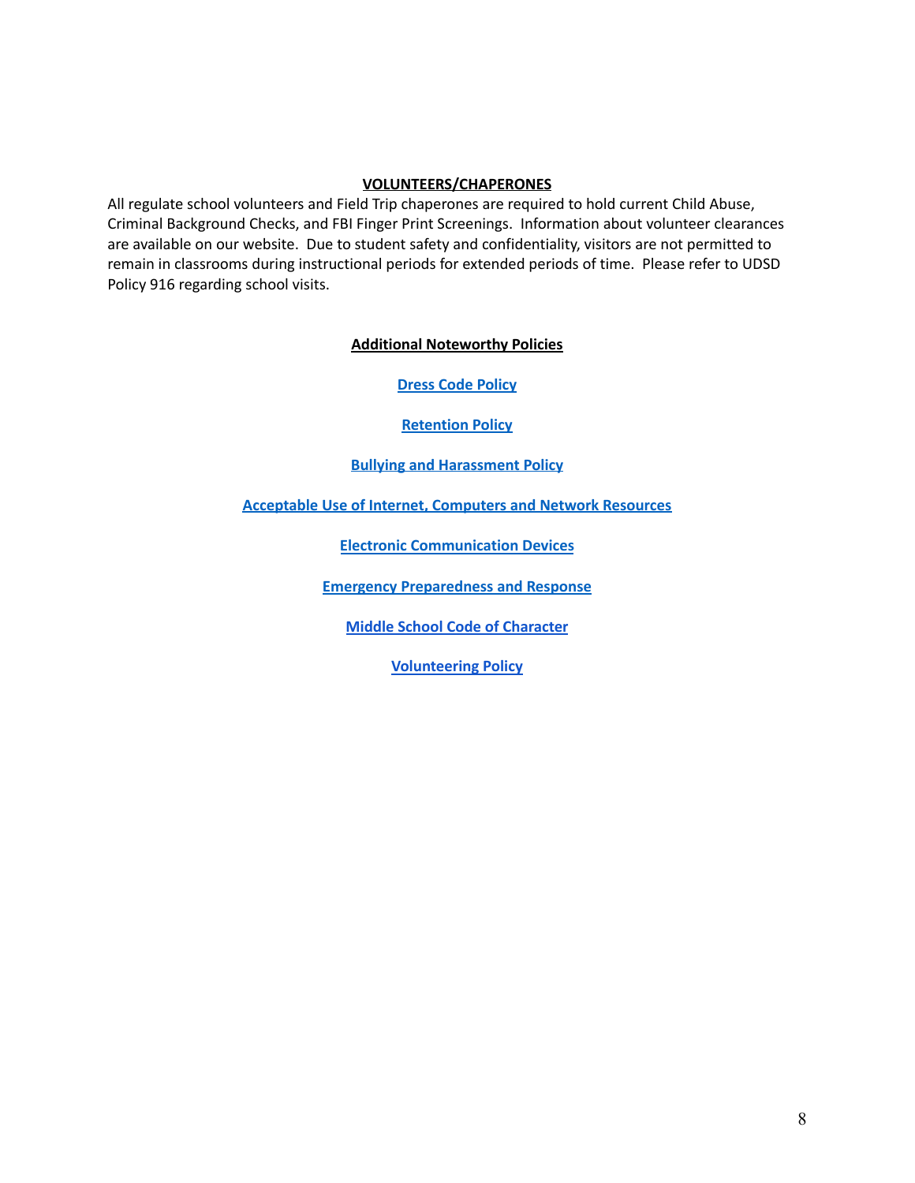## VOLUNTEERS/CHAPERONES

All regulate school volunteers and Field Trip chaperones are required to hold current Child Abuse, Criminal Background Checks, and FBI Finger Print Screenings. Information about volunteer clearances are available on our website. Due to student safety and confidentiality, visitors are not permitted to remain in classrooms during instructional periods for extended periods of time. Please refer to UDSD Policy 916 regarding school visits.

## Additional Noteworthy Policies

Dress Code Policy

Retention Policy

Bullying and Harassment Policy

Acceptable Use of Internet, Computers and Network Resources

Electronic Communication Devices

Emergency Preparedness and Response

Middle School Code of Character

Volunteering Policy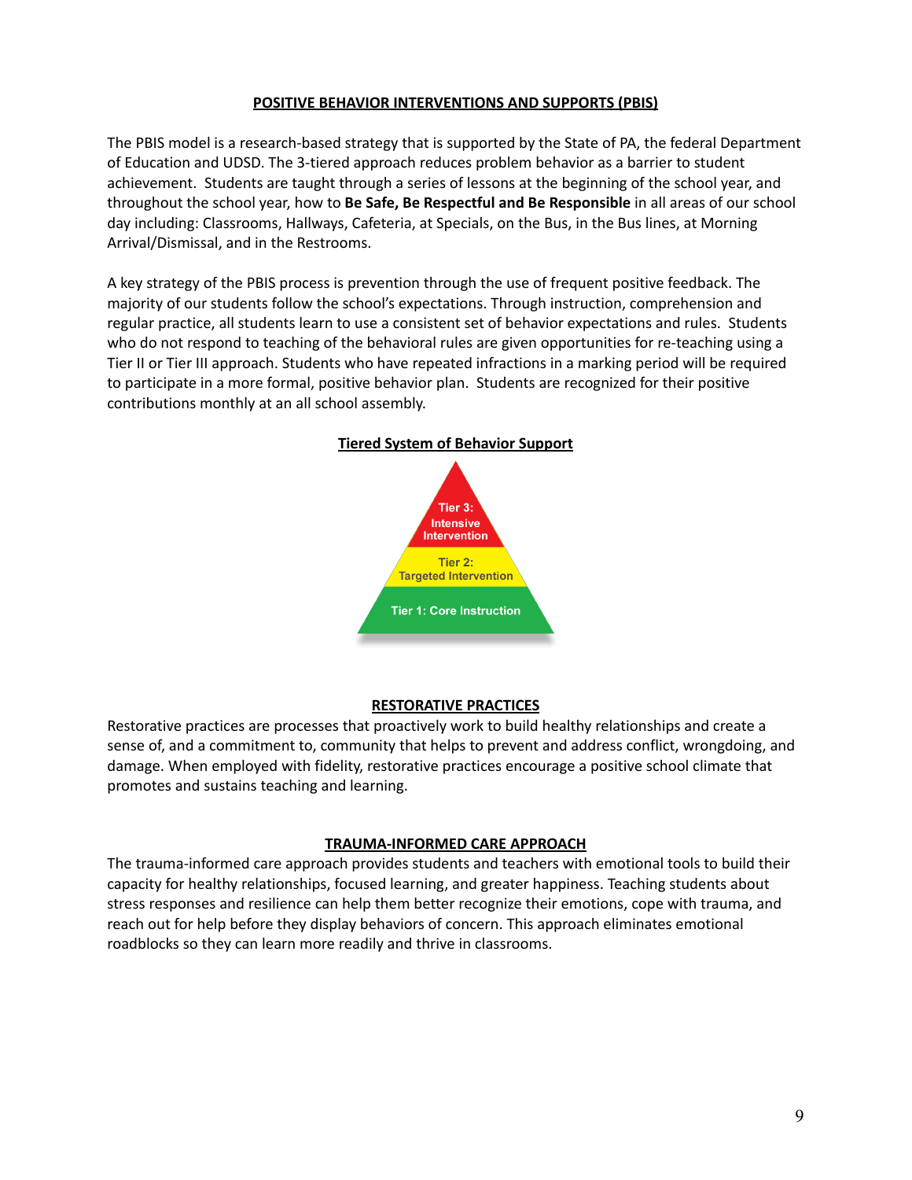## POSITIVE BEHAVIOR INTERVENTIONS AND SUPPORTS (PBIS)

The PBIS model is a research-based strategy that is supported by the State of PA, the federal Department of Education and UDSD. The 3-tiered approach reduces problem behavior as a barrier to student achievement. Students are taught through a series of lessons at the beginning of the school year, and throughout the school year, how to **Be Safe, Be Respectful and Be Responsible** in all areas of our school day including: Classrooms, Hallways, Cafeteria, at Specials, on the Bus, in the Bus lines, at Morning Arrival/Dismissal, and in the Restrooms.

A key strategy of the PBIS process is prevention through the use of frequent positive feedback. The majority of our students follow the school's expectations. Through instruction, comprehension and regular practice, all students learn to use a consistent set of behavior expectations and rules. Students who do not respond to teaching of the behavioral rules are given opportunities for re-teaching using a Tier II or Tier III approach. Students who have repeated infractions in a marking period will be required to participate in a more formal, positive behavior plan. Students are recognized for their positive contributions monthly at an all school assembly.

### Tiered System of Behavior Support

Tier 3:
Intensive
Intervention

Tier 2:
Targeted Intervention

Tier 1: Core Instruction

## RESTORATIVE PRACTICES

Restorative practices are processes that proactively work to build healthy relationships and create a sense of, and a commitment to, community that helps to prevent and address conflict, wrongdoing, and damage. When employed with fidelity, restorative practices encourage a positive school climate that promotes and sustains teaching and learning.

## TRAUMA-INFORMED CARE APPROACH

The trauma-informed care approach provides students and teachers with emotional tools to build their capacity for healthy relationships, focused learning, and greater happiness. Teaching students about stress responses and resilience can help them better recognize their emotions, cope with trauma, and reach out for help before they display behaviors of concern. This approach eliminates emotional roadblocks so they can learn more readily and thrive in classrooms.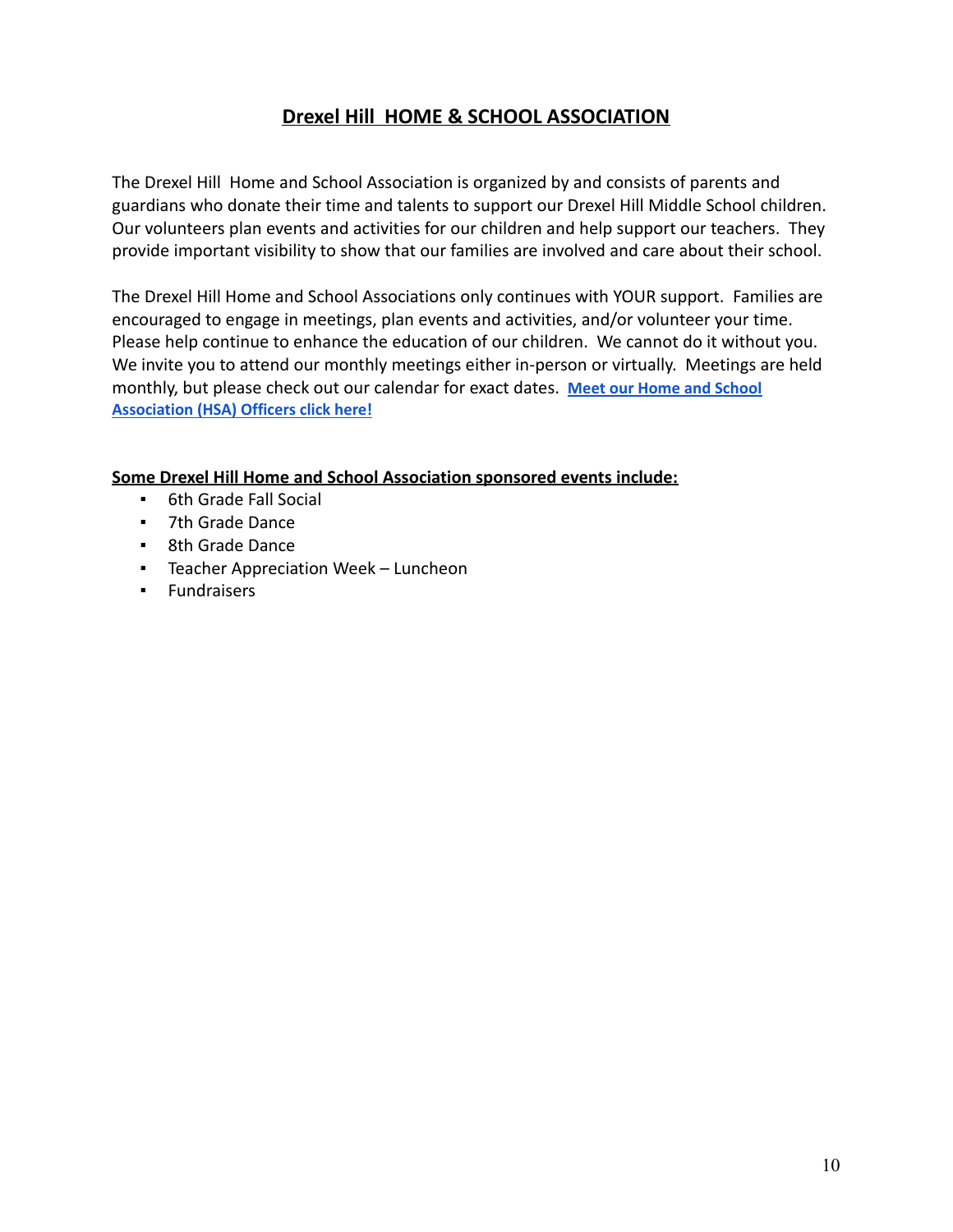## Drexel Hill  HOME & SCHOOL ASSOCIATION

The Drexel Hill  Home and School Association is organized by and consists of parents and guardians who donate their time and talents to support our Drexel Hill Middle School children. Our volunteers plan events and activities for our children and help support our teachers.  They provide important visibility to show that our families are involved and care about their school.

The Drexel Hill Home and School Associations only continues with YOUR support.  Families are encouraged to engage in meetings, plan events and activities, and/or volunteer your time. Please help continue to enhance the education of our children.  We cannot do it without you. We invite you to attend our monthly meetings either in-person or virtually.  Meetings are held monthly, but please check out our calendar for exact dates.  **Meet our Home and School Association (HSA) Officers click here!**

**Some Drexel Hill Home and School Association sponsored events include:**

- 6th Grade Fall Social
- 7th Grade Dance
- 8th Grade Dance
- Teacher Appreciation Week – Luncheon
- Fundraisers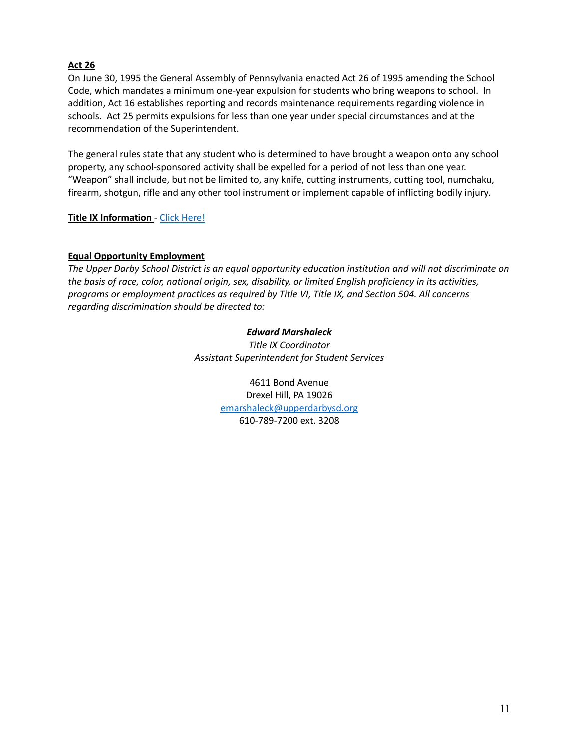**Act 26**

On June 30, 1995 the General Assembly of Pennsylvania enacted Act 26 of 1995 amending the School Code, which mandates a minimum one-year expulsion for students who bring weapons to school. In addition, Act 16 establishes reporting and records maintenance requirements regarding violence in schools. Act 25 permits expulsions for less than one year under special circumstances and at the recommendation of the Superintendent.

The general rules state that any student who is determined to have brought a weapon onto any school property, any school-sponsored activity shall be expelled for a period of not less than one year. "Weapon" shall include, but not be limited to, any knife, cutting instruments, cutting tool, numchaku, firearm, shotgun, rifle and any other tool instrument or implement capable of inflicting bodily injury.

**Title IX Information** - Click Here!

**Equal Opportunity Employment**

*The Upper Darby School District is an equal opportunity education institution and will not discriminate on the basis of race, color, national origin, sex, disability, or limited English proficiency in its activities, programs or employment practices as required by Title VI, Title IX, and Section 504. All concerns regarding discrimination should be directed to:*

***Edward Marshaleck***
*Title IX Coordinator*
*Assistant Superintendent for Student Services*

4611 Bond Avenue
Drexel Hill, PA 19026
emarshaleck@upperdarbysd.org
610-789-7200 ext. 3208